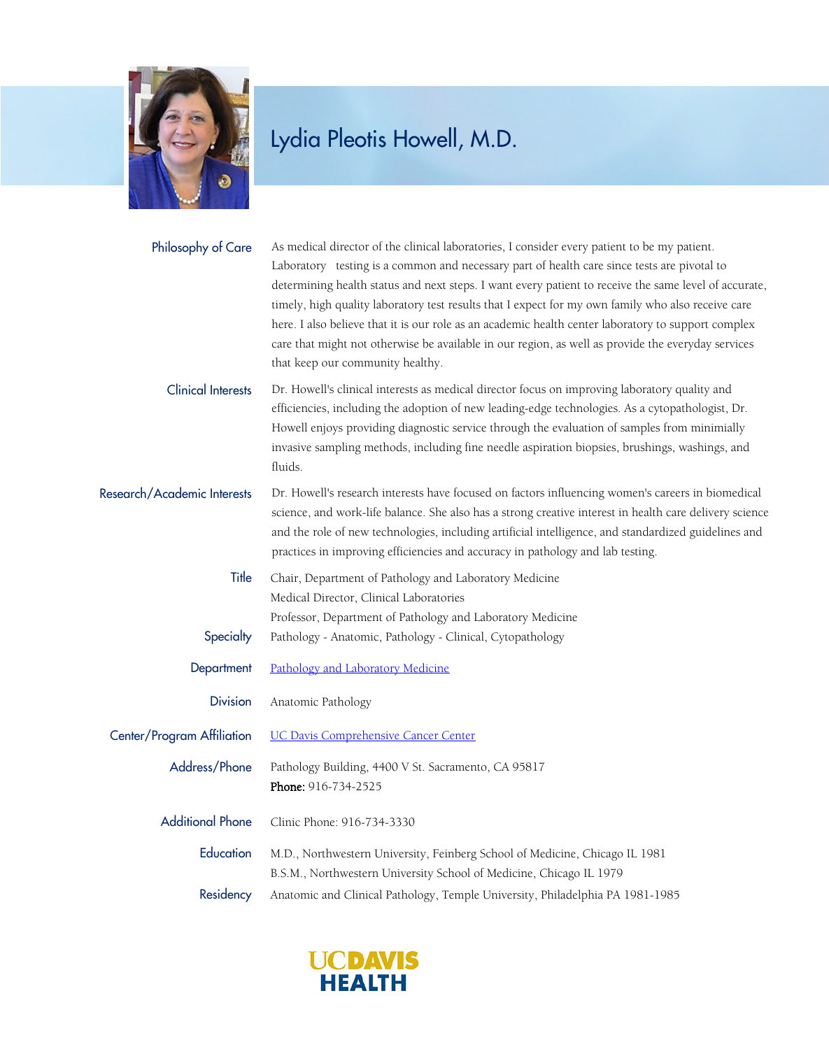# Lydia Pleotis Howell, M.D.

**Philosophy of Care**

As medical director of the clinical laboratories, I consider every patient to be my patient. Laboratory testing is a common and necessary part of health care since tests are pivotal to determining health status and next steps. I want every patient to receive the same level of accurate, timely, high quality laboratory test results that I expect for my own family who also receive care here. I also believe that it is our role as an academic health center laboratory to support complex care that might not otherwise be available in our region, as well as provide the everyday services that keep our community healthy.

**Clinical Interests**

Dr. Howell's clinical interests as medical director focus on improving laboratory quality and efficiencies, including the adoption of new leading-edge technologies. As a cytopathologist, Dr. Howell enjoys providing diagnostic service through the evaluation of samples from minimially invasive sampling methods, including fine needle aspiration biopsies, brushings, washings, and fluids.

**Research/Academic Interests**

Dr. Howell's research interests have focused on factors influencing women's careers in biomedical science, and work-life balance. She also has a strong creative interest in health care delivery science and the role of new technologies, including artificial intelligence, and standardized guidelines and practices in improving efficiencies and accuracy in pathology and lab testing.

**Title**

Chair, Department of Pathology and Laboratory Medicine
Medical Director, Clinical Laboratories
Professor, Department of Pathology and Laboratory Medicine

**Specialty**

Pathology - Anatomic, Pathology - Clinical, Cytopathology

**Department**

Pathology and Laboratory Medicine

**Division**

Anatomic Pathology

**Center/Program Affiliation**

UC Davis Comprehensive Cancer Center

**Address/Phone**

Pathology Building, 4400 V St. Sacramento, CA 95817
**Phone:** 916-734-2525

**Additional Phone**

Clinic Phone: 916-734-3330

**Education**

M.D., Northwestern University, Feinberg School of Medicine, Chicago IL 1981
B.S.M., Northwestern University School of Medicine, Chicago IL 1979

**Residency**

Anatomic and Clinical Pathology, Temple University, Philadelphia PA 1981-1985

UC DAVIS HEALTH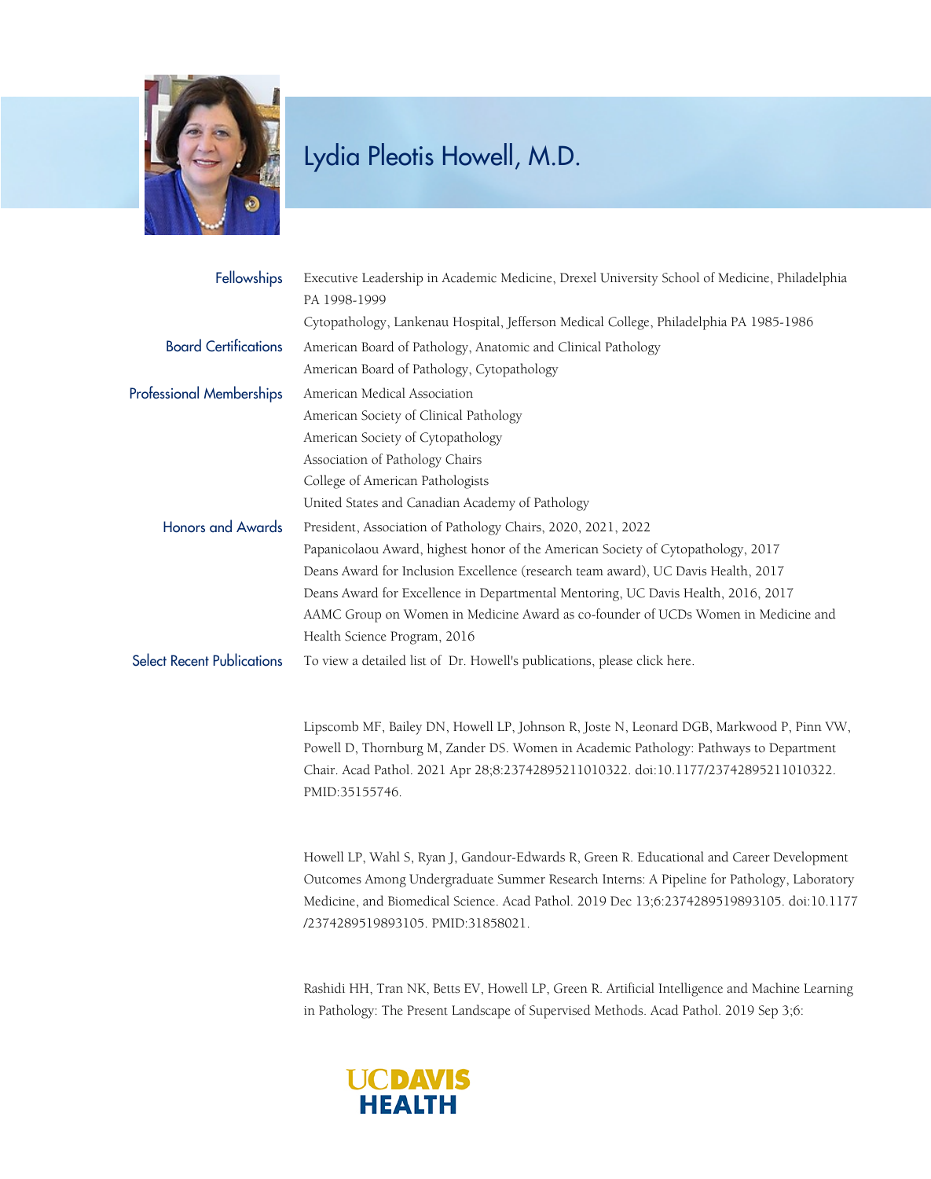# Lydia Pleotis Howell, M.D.

**Fellowships**

Executive Leadership in Academic Medicine, Drexel University School of Medicine, Philadelphia PA 1998-1999

Cytopathology, Lankenau Hospital, Jefferson Medical College, Philadelphia PA 1985-1986

**Board Certifications**

American Board of Pathology, Anatomic and Clinical Pathology

American Board of Pathology, Cytopathology

**Professional Memberships**

American Medical Association

American Society of Clinical Pathology

American Society of Cytopathology

Association of Pathology Chairs

College of American Pathologists

United States and Canadian Academy of Pathology

**Honors and Awards**

President, Association of Pathology Chairs, 2020, 2021, 2022

Papanicolaou Award, highest honor of the American Society of Cytopathology, 2017

Deans Award for Inclusion Excellence (research team award), UC Davis Health, 2017

Deans Award for Excellence in Departmental Mentoring, UC Davis Health, 2016, 2017

AAMC Group on Women in Medicine Award as co-founder of UCDs Women in Medicine and Health Science Program, 2016

**Select Recent Publications**

To view a detailed list of Dr. Howell's publications, please click here.

Lipscomb MF, Bailey DN, Howell LP, Johnson R, Joste N, Leonard DGB, Markwood P, Pinn VW, Powell D, Thornburg M, Zander DS. Women in Academic Pathology: Pathways to Department Chair. Acad Pathol. 2021 Apr 28;8:23742895211010322. doi:10.1177/23742895211010322. PMID:35155746.

Howell LP, Wahl S, Ryan J, Gandour-Edwards R, Green R. Educational and Career Development Outcomes Among Undergraduate Summer Research Interns: A Pipeline for Pathology, Laboratory Medicine, and Biomedical Science. Acad Pathol. 2019 Dec 13;6:2374289519893105. doi:10.1177/2374289519893105. PMID:31858021.

Rashidi HH, Tran NK, Betts EV, Howell LP, Green R. Artificial Intelligence and Machine Learning in Pathology: The Present Landscape of Supervised Methods. Acad Pathol. 2019 Sep 3;6: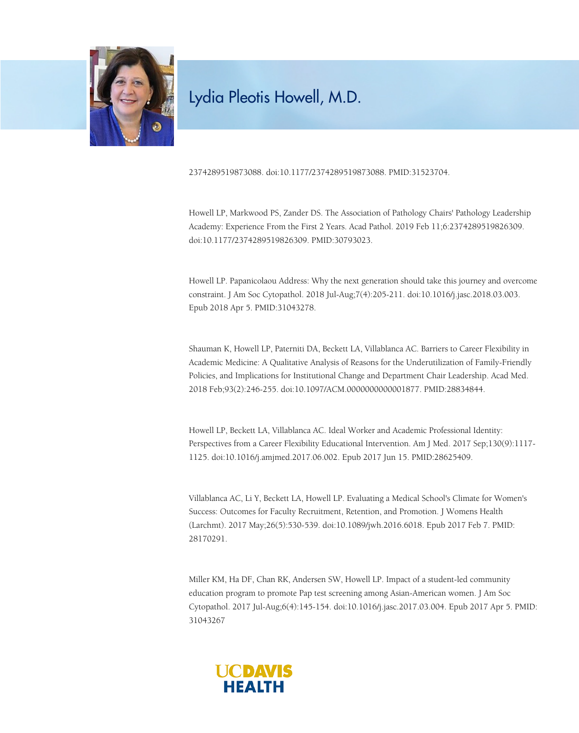2374289519873088. doi:10.1177/2374289519873088. PMID:31523704.

Howell LP, Markwood PS, Zander DS. The Association of Pathology Chairs' Pathology Leadership Academy: Experience From the First 2 Years. Acad Pathol. 2019 Feb 11;6:2374289519826309. doi:10.1177/2374289519826309. PMID:30793023.

Howell LP. Papanicolaou Address: Why the next generation should take this journey and overcome constraint. J Am Soc Cytopathol. 2018 Jul-Aug;7(4):205-211. doi:10.1016/j.jasc.2018.03.003. Epub 2018 Apr 5. PMID:31043278.

Shauman K, Howell LP, Paterniti DA, Beckett LA, Villablanca AC. Barriers to Career Flexibility in Academic Medicine: A Qualitative Analysis of Reasons for the Underutilization of Family-Friendly Policies, and Implications for Institutional Change and Department Chair Leadership. Acad Med. 2018 Feb;93(2):246-255. doi:10.1097/ACM.0000000000001877. PMID:28834844.

Howell LP, Beckett LA, Villablanca AC. Ideal Worker and Academic Professional Identity: Perspectives from a Career Flexibility Educational Intervention. Am J Med. 2017 Sep;130(9):1117-1125. doi:10.1016/j.amjmed.2017.06.002. Epub 2017 Jun 15. PMID:28625409.

Villablanca AC, Li Y, Beckett LA, Howell LP. Evaluating a Medical School's Climate for Women's Success: Outcomes for Faculty Recruitment, Retention, and Promotion. J Womens Health (Larchmt). 2017 May;26(5):530-539. doi:10.1089/jwh.2016.6018. Epub 2017 Feb 7. PMID: 28170291.

Miller KM, Ha DF, Chan RK, Andersen SW, Howell LP. Impact of a student-led community education program to promote Pap test screening among Asian-American women. J Am Soc Cytopathol. 2017 Jul-Aug;6(4):145-154. doi:10.1016/j.jasc.2017.03.004. Epub 2017 Apr 5. PMID: 31043267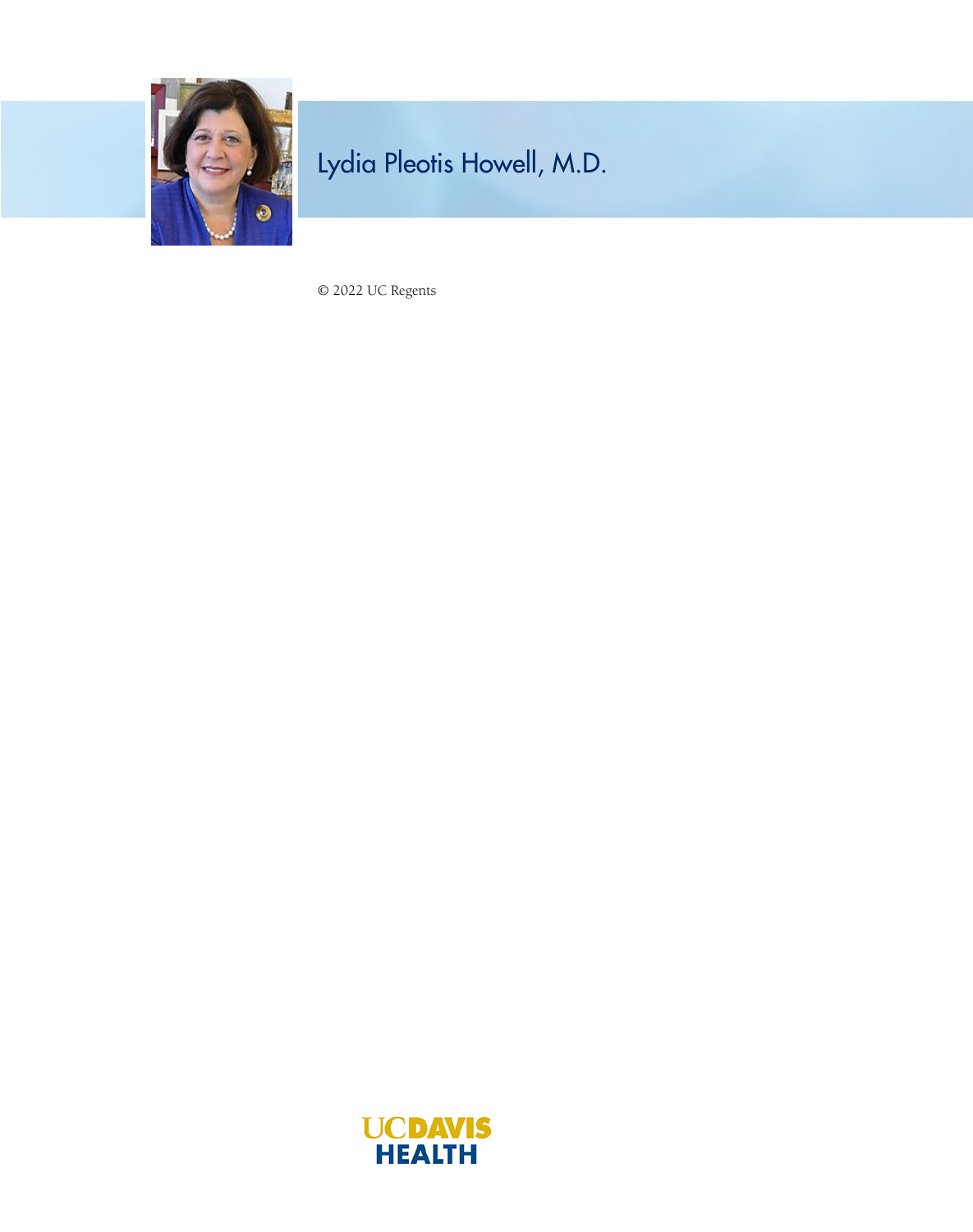# Lydia Pleotis Howell, M.D.

© 2022 UC Regents

UC DAVIS
HEALTH